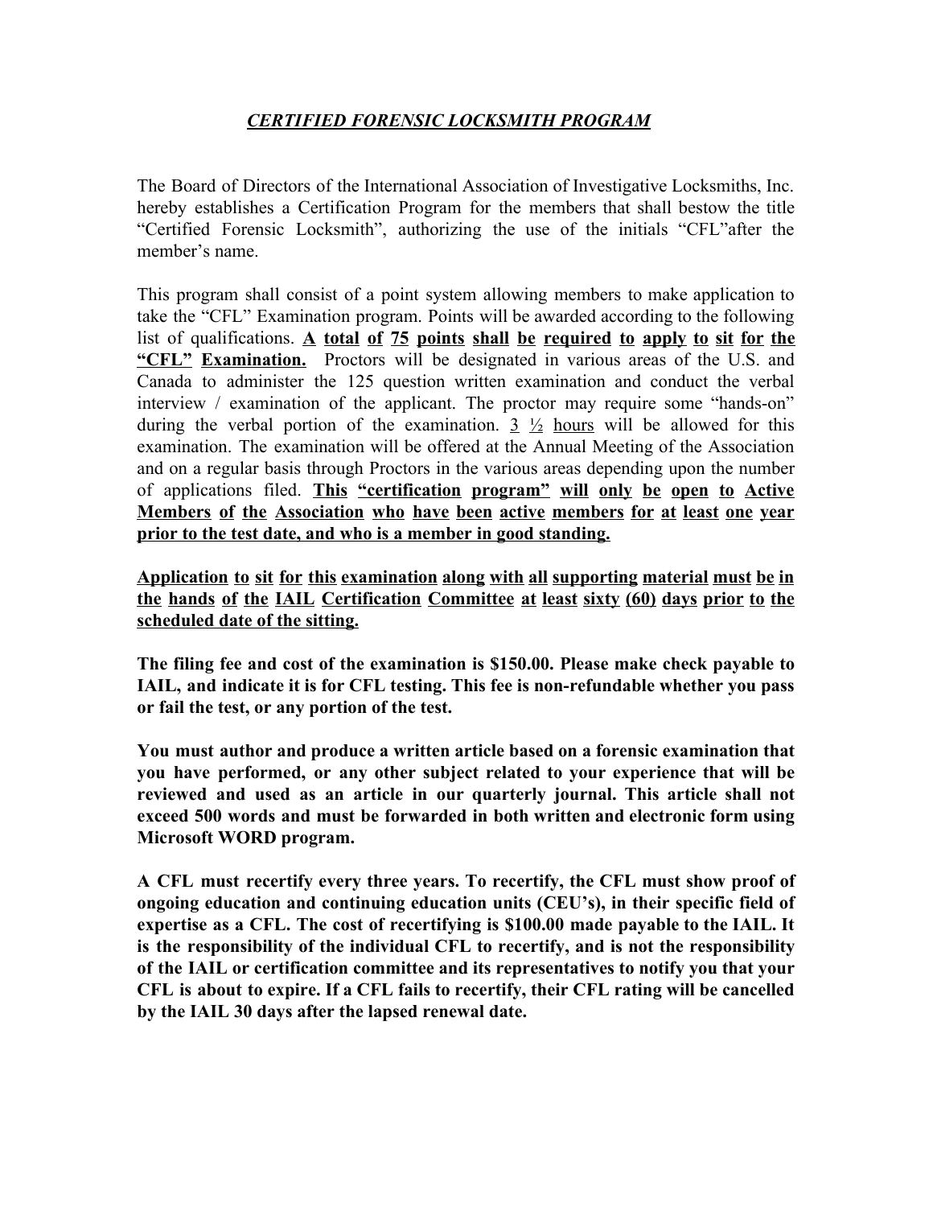# *CERTIFIED FORENSIC LOCKSMITH PROGRAM*

The Board of Directors of the International Association of Investigative Locksmiths, Inc. hereby establishes a Certification Program for the members that shall bestow the title "Certified Forensic Locksmith", authorizing the use of the initials "CFL"after the member's name.

This program shall consist of a point system allowing members to make application to take the "CFL" Examination program. Points will be awarded according to the following list of qualifications. **A total of 75 points shall be required to apply to sit for the "CFL" Examination.** Proctors will be designated in various areas of the U.S. and Canada to administer the 125 question written examination and conduct the verbal interview / examination of the applicant. The proctor may require some "hands-on" during the verbal portion of the examination. 3 ½ hours will be allowed for this examination. The examination will be offered at the Annual Meeting of the Association and on a regular basis through Proctors in the various areas depending upon the number of applications filed. **This "certification program" will only be open to Active Members of the Association who have been active members for at least one year prior to the test date, and who is a member in good standing.**

**Application to sit for this examination along with all supporting material must be in the hands of the IAIL Certification Committee at least sixty (60) days prior to the scheduled date of the sitting.**

**The filing fee and cost of the examination is $150.00. Please make check payable to IAIL, and indicate it is for CFL testing. This fee is non-refundable whether you pass or fail the test, or any portion of the test.**

**You must author and produce a written article based on a forensic examination that you have performed, or any other subject related to your experience that will be reviewed and used as an article in our quarterly journal. This article shall not exceed 500 words and must be forwarded in both written and electronic form using Microsoft WORD program.**

**A CFL must recertify every three years. To recertify, the CFL must show proof of ongoing education and continuing education units (CEU's), in their specific field of expertise as a CFL. The cost of recertifying is $100.00 made payable to the IAIL. It is the responsibility of the individual CFL to recertify, and is not the responsibility of the IAIL or certification committee and its representatives to notify you that your CFL is about to expire. If a CFL fails to recertify, their CFL rating will be cancelled by the IAIL 30 days after the lapsed renewal date.**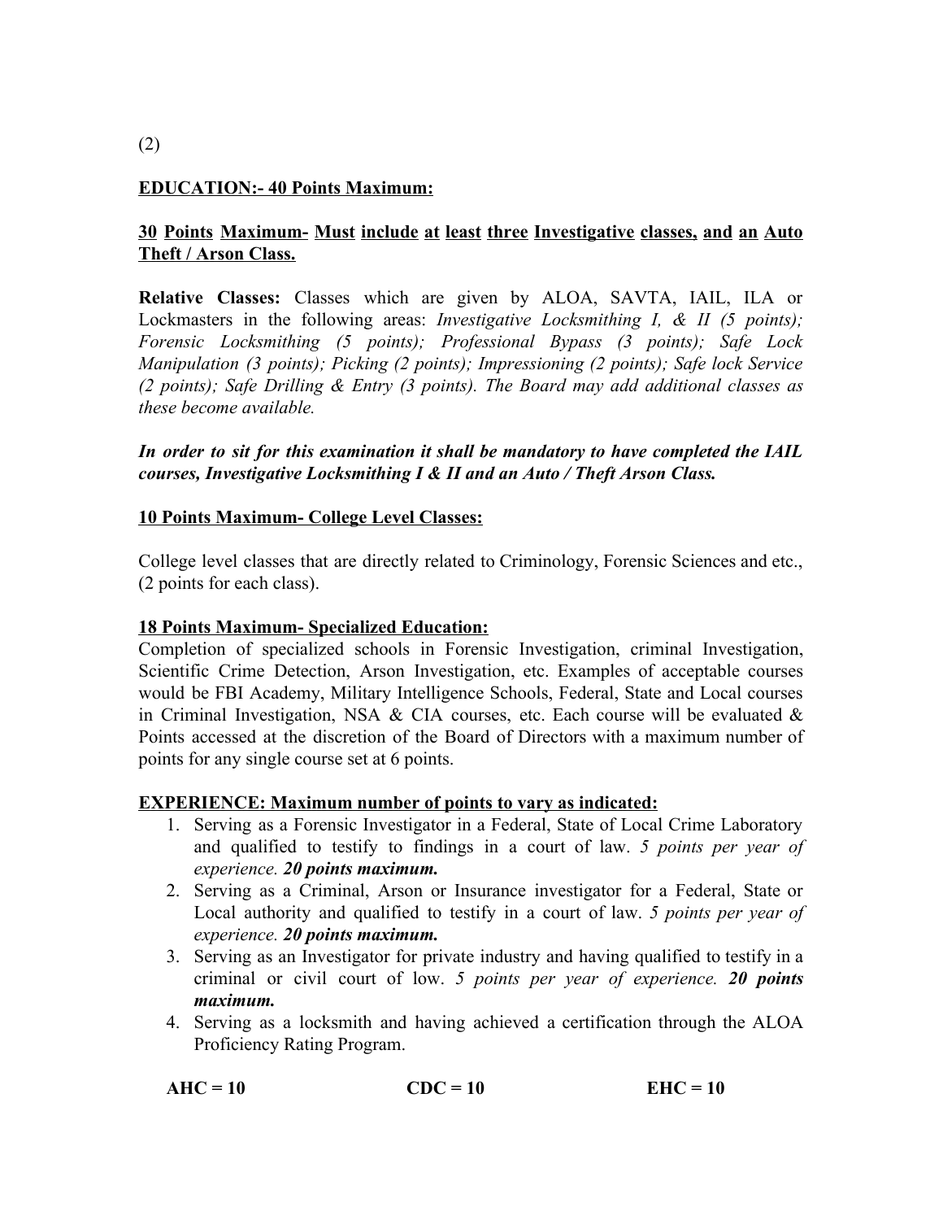(2)

**<u>EDUCATION:- 40 Points Maximum:</u>**

**<u>30 Points Maximum- Must include at least three Investigative classes, and an Auto Theft / Arson Class.</u>**

**Relative Classes:** Classes which are given by ALOA, SAVTA, IAIL, ILA or Lockmasters in the following areas: *Investigative Locksmithing I, & II (5 points); Forensic Locksmithing (5 points); Professional Bypass (3 points); Safe Lock Manipulation (3 points); Picking (2 points); Impressioning (2 points); Safe lock Service (2 points); Safe Drilling & Entry (3 points). The Board may add additional classes as these become available.*

***In order to sit for this examination it shall be mandatory to have completed the IAIL courses, Investigative Locksmithing I & II and an Auto / Theft Arson Class.***

**<u>10 Points Maximum- College Level Classes:</u>**

College level classes that are directly related to Criminology, Forensic Sciences and etc., (2 points for each class).

**<u>18 Points Maximum- Specialized Education:</u>**

Completion of specialized schools in Forensic Investigation, criminal Investigation, Scientific Crime Detection, Arson Investigation, etc. Examples of acceptable courses would be FBI Academy, Military Intelligence Schools, Federal, State and Local courses in Criminal Investigation, NSA & CIA courses, etc. Each course will be evaluated & Points accessed at the discretion of the Board of Directors with a maximum number of points for any single course set at 6 points.

**<u>EXPERIENCE: Maximum number of points to vary as indicated:</u>**

1. Serving as a Forensic Investigator in a Federal, State of Local Crime Laboratory and qualified to testify to findings in a court of law. *5 points per year of experience.* ***20 points maximum.***
2. Serving as a Criminal, Arson or Insurance investigator for a Federal, State or Local authority and qualified to testify in a court of law. *5 points per year of experience.* ***20 points maximum.***
3. Serving as an Investigator for private industry and having qualified to testify in a criminal or civil court of low. *5 points per year of experience.* ***20 points maximum.***
4. Serving as a locksmith and having achieved a certification through the ALOA Proficiency Rating Program.

**AHC = 10** **CDC = 10** **EHC = 10**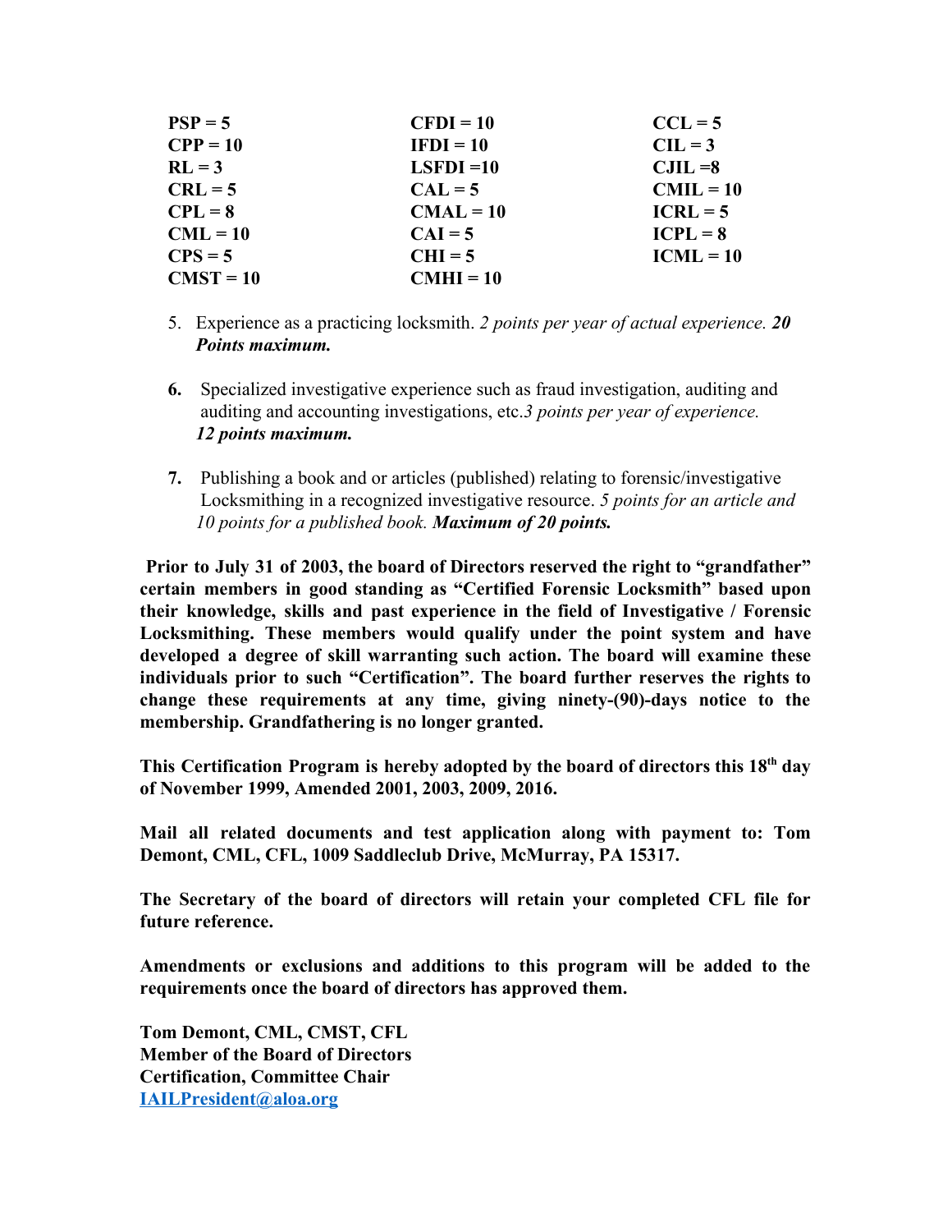| | | |
|---|---|---|
| **PSP = 5** | **CFDI = 10** | **CCL = 5** |
| **CPP = 10** | **IFDI = 10** | **CIL = 3** |
| **RL = 3** | **LSFDI =10** | **CJIL =8** |
| **CRL = 5** | **CAL = 5** | **CMIL = 10** |
| **CPL = 8** | **CMAL = 10** | **ICRL = 5** |
| **CML = 10** | **CAI = 5** | **ICPL = 8** |
| **CPS = 5** | **CHI = 5** | **ICML = 10** |
| **CMST = 10** | **CMHI = 10** | |

5. Experience as a practicing locksmith. *2 points per year of actual experience.* ***20 Points maximum.***

6. Specialized investigative experience such as fraud investigation, auditing and auditing and accounting investigations, etc.*3 points per year of experience.* ***12 points maximum.***

7. Publishing a book and or articles (published) relating to forensic/investigative Locksmithing in a recognized investigative resource. *5 points for an article and 10 points for a published book.* ***Maximum of 20 points.***

**Prior to July 31 of 2003, the board of Directors reserved the right to "grandfather" certain members in good standing as "Certified Forensic Locksmith" based upon their knowledge, skills and past experience in the field of Investigative / Forensic Locksmithing. These members would qualify under the point system and have developed a degree of skill warranting such action. The board will examine these individuals prior to such "Certification". The board further reserves the rights to change these requirements at any time, giving ninety-(90)-days notice to the membership. Grandfathering is no longer granted.**

**This Certification Program is hereby adopted by the board of directors this 18th day of November 1999, Amended 2001, 2003, 2009, 2016.**

**Mail all related documents and test application along with payment to: Tom Demont, CML, CFL, 1009 Saddleclub Drive, McMurray, PA 15317.**

**The Secretary of the board of directors will retain your completed CFL file for future reference.**

**Amendments or exclusions and additions to this program will be added to the requirements once the board of directors has approved them.**

**Tom Demont, CML, CMST, CFL**
**Member of the Board of Directors**
**Certification, Committee Chair**
**IAILPresident@aloa.org**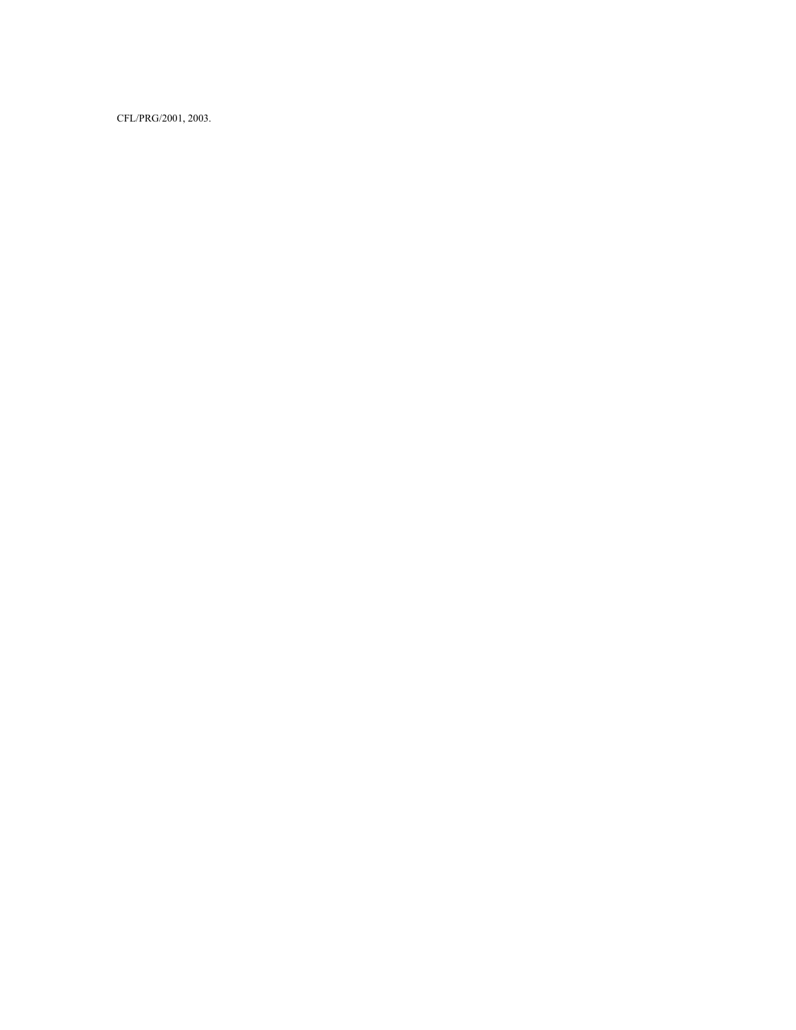CFL/PRG/2001, 2003.